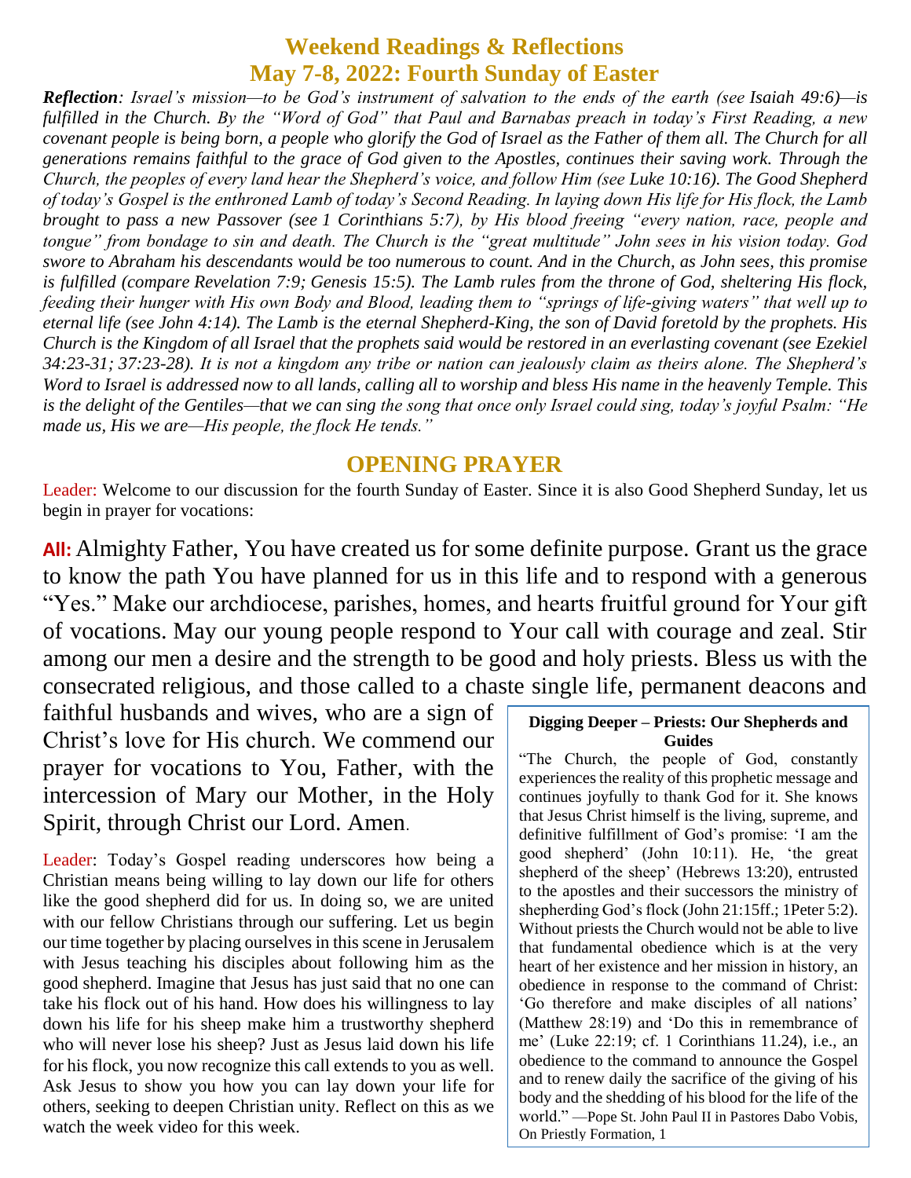# Weekend Readings & Reflections
## May 7-8, 2022: Fourth Sunday of Easter

***Reflection**: Israel's mission—to be God's instrument of salvation to the ends of the earth (see Isaiah 49:6)—is fulfilled in the Church. By the "Word of God" that Paul and Barnabas preach in today's First Reading, a new covenant people is being born, a people who glorify the God of Israel as the Father of them all. The Church for all generations remains faithful to the grace of God given to the Apostles, continues their saving work. Through the Church, the peoples of every land hear the Shepherd's voice, and follow Him (see Luke 10:16). The Good Shepherd of today's Gospel is the enthroned Lamb of today's Second Reading. In laying down His life for His flock, the Lamb brought to pass a new Passover (see 1 Corinthians 5:7), by His blood freeing "every nation, race, people and tongue" from bondage to sin and death. The Church is the "great multitude" John sees in his vision today. God swore to Abraham his descendants would be too numerous to count. And in the Church, as John sees, this promise is fulfilled (compare Revelation 7:9; Genesis 15:5). The Lamb rules from the throne of God, sheltering His flock, feeding their hunger with His own Body and Blood, leading them to "springs of life-giving waters" that well up to eternal life (see John 4:14). The Lamb is the eternal Shepherd-King, the son of David foretold by the prophets. His Church is the Kingdom of all Israel that the prophets said would be restored in an everlasting covenant (see Ezekiel 34:23-31; 37:23-28). It is not a kingdom any tribe or nation can jealously claim as theirs alone. The Shepherd's Word to Israel is addressed now to all lands, calling all to worship and bless His name in the heavenly Temple. This is the delight of the Gentiles—that we can sing the song that once only Israel could sing, today's joyful Psalm: "He made us, His we are—His people, the flock He tends."*

## OPENING PRAYER

Leader: Welcome to our discussion for the fourth Sunday of Easter. Since it is also Good Shepherd Sunday, let us begin in prayer for vocations:

**All:** Almighty Father, You have created us for some definite purpose. Grant us the grace to know the path You have planned for us in this life and to respond with a generous "Yes." Make our archdiocese, parishes, homes, and hearts fruitful ground for Your gift of vocations. May our young people respond to Your call with courage and zeal. Stir among our men a desire and the strength to be good and holy priests. Bless us with the consecrated religious, and those called to a chaste single life, permanent deacons and faithful husbands and wives, who are a sign of Christ's love for His church. We commend our prayer for vocations to You, Father, with the intercession of Mary our Mother, in the Holy Spirit, through Christ our Lord. Amen.

Leader: Today's Gospel reading underscores how being a Christian means being willing to lay down our life for others like the good shepherd did for us. In doing so, we are united with our fellow Christians through our suffering. Let us begin our time together by placing ourselves in this scene in Jerusalem with Jesus teaching his disciples about following him as the good shepherd. Imagine that Jesus has just said that no one can take his flock out of his hand. How does his willingness to lay down his life for his sheep make him a trustworthy shepherd who will never lose his sheep? Just as Jesus laid down his life for his flock, you now recognize this call extends to you as well. Ask Jesus to show you how you can lay down your life for others, seeking to deepen Christian unity. Reflect on this as we watch the week video for this week.

**Digging Deeper – Priests: Our Shepherds and Guides**

"The Church, the people of God, constantly experiences the reality of this prophetic message and continues joyfully to thank God for it. She knows that Jesus Christ himself is the living, supreme, and definitive fulfillment of God's promise: 'I am the good shepherd' (John 10:11). He, 'the great shepherd of the sheep' (Hebrews 13:20), entrusted to the apostles and their successors the ministry of shepherding God's flock (John 21:15ff.; 1Peter 5:2). Without priests the Church would not be able to live that fundamental obedience which is at the very heart of her existence and her mission in history, an obedience in response to the command of Christ: 'Go therefore and make disciples of all nations' (Matthew 28:19) and 'Do this in remembrance of me' (Luke 22:19; cf. 1 Corinthians 11.24), i.e., an obedience to the command to announce the Gospel and to renew daily the sacrifice of the giving of his body and the shedding of his blood for the life of the world." —Pope St. John Paul II in Pastores Dabo Vobis, On Priestly Formation, 1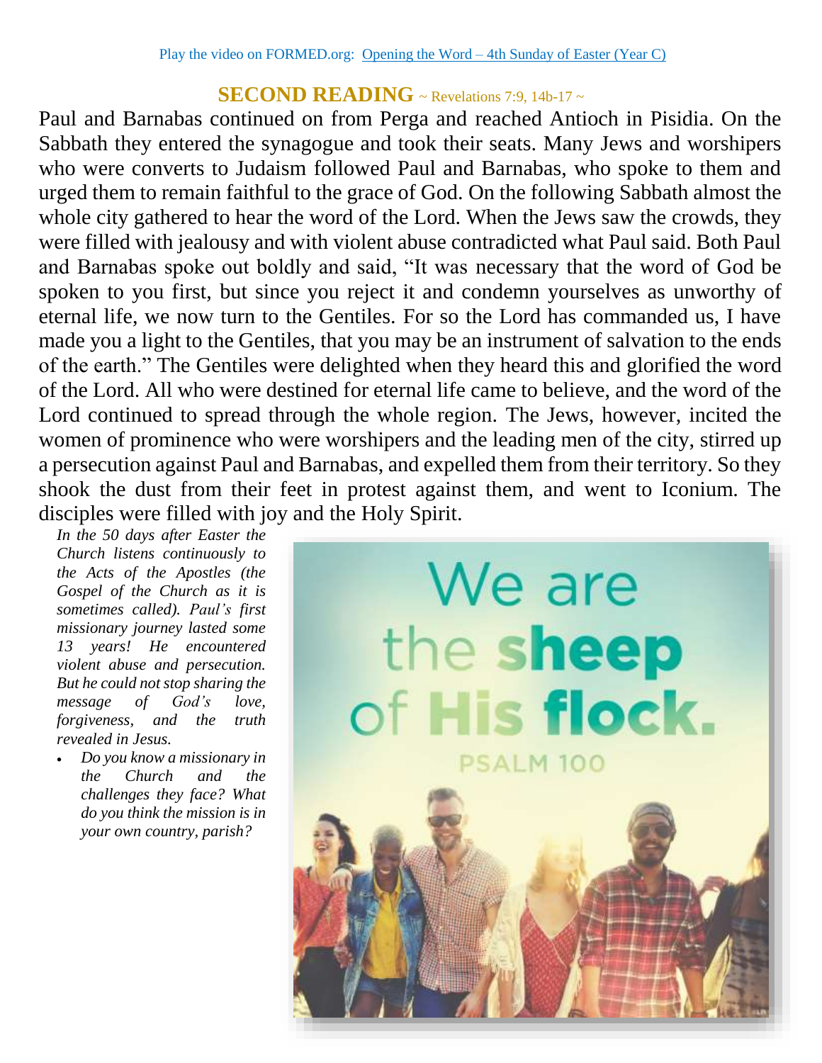Play the video on FORMED.org: [Opening the Word – 4th Sunday of Easter (Year C)]

## SECOND READING ~ Revelations 7:9, 14b-17 ~

Paul and Barnabas continued on from Perga and reached Antioch in Pisidia. On the Sabbath they entered the synagogue and took their seats. Many Jews and worshipers who were converts to Judaism followed Paul and Barnabas, who spoke to them and urged them to remain faithful to the grace of God. On the following Sabbath almost the whole city gathered to hear the word of the Lord. When the Jews saw the crowds, they were filled with jealousy and with violent abuse contradicted what Paul said. Both Paul and Barnabas spoke out boldly and said, "It was necessary that the word of God be spoken to you first, but since you reject it and condemn yourselves as unworthy of eternal life, we now turn to the Gentiles. For so the Lord has commanded us, I have made you a light to the Gentiles, that you may be an instrument of salvation to the ends of the earth." The Gentiles were delighted when they heard this and glorified the word of the Lord. All who were destined for eternal life came to believe, and the word of the Lord continued to spread through the whole region. The Jews, however, incited the women of prominence who were worshipers and the leading men of the city, stirred up a persecution against Paul and Barnabas, and expelled them from their territory. So they shook the dust from their feet in protest against them, and went to Iconium. The disciples were filled with joy and the Holy Spirit.

*In the 50 days after Easter the Church listens continuously to the Acts of the Apostles (the Gospel of the Church as it is sometimes called). Paul's first missionary journey lasted some 13 years! He encountered violent abuse and persecution. But he could not stop sharing the message of God's love, forgiveness, and the truth revealed in Jesus.*

- *Do you know a missionary in the Church and the challenges they face? What do you think the mission is in your own country, parish?*

We are the **sheep** of **His flock.**

PSALM 100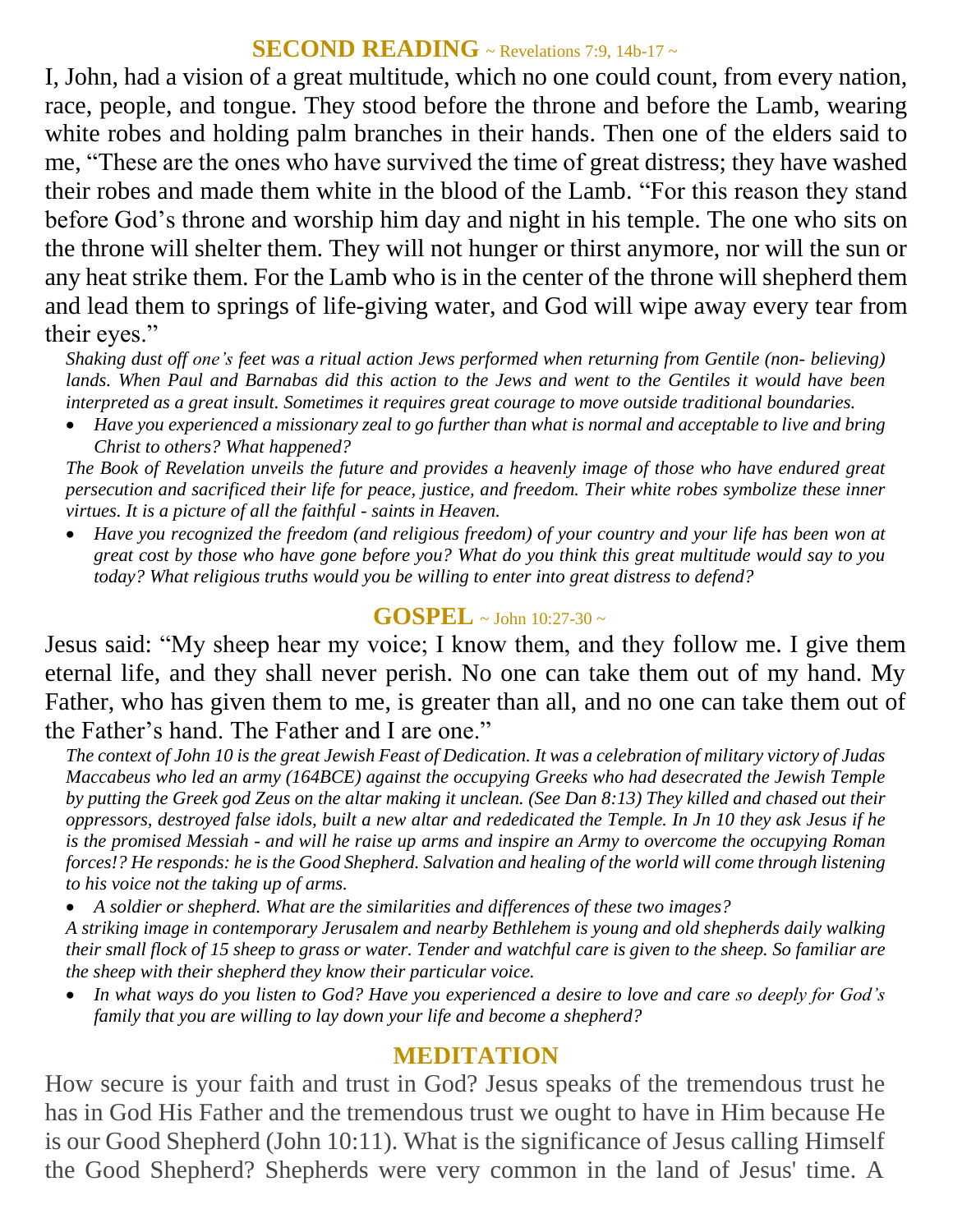## SECOND READING ~ Revelations 7:9, 14b-17 ~

I, John, had a vision of a great multitude, which no one could count, from every nation, race, people, and tongue. They stood before the throne and before the Lamb, wearing white robes and holding palm branches in their hands. Then one of the elders said to me, "These are the ones who have survived the time of great distress; they have washed their robes and made them white in the blood of the Lamb. "For this reason they stand before God's throne and worship him day and night in his temple. The one who sits on the throne will shelter them. They will not hunger or thirst anymore, nor will the sun or any heat strike them. For the Lamb who is in the center of the throne will shepherd them and lead them to springs of life-giving water, and God will wipe away every tear from their eyes."

*Shaking dust off one's feet was a ritual action Jews performed when returning from Gentile (non- believing) lands. When Paul and Barnabas did this action to the Jews and went to the Gentiles it would have been interpreted as a great insult. Sometimes it requires great courage to move outside traditional boundaries.*

- *Have you experienced a missionary zeal to go further than what is normal and acceptable to live and bring Christ to others? What happened?*

*The Book of Revelation unveils the future and provides a heavenly image of those who have endured great persecution and sacrificed their life for peace, justice, and freedom. Their white robes symbolize these inner virtues. It is a picture of all the faithful - saints in Heaven.*

- *Have you recognized the freedom (and religious freedom) of your country and your life has been won at great cost by those who have gone before you? What do you think this great multitude would say to you today? What religious truths would you be willing to enter into great distress to defend?*

## GOSPEL ~ John 10:27-30 ~

Jesus said: "My sheep hear my voice; I know them, and they follow me. I give them eternal life, and they shall never perish. No one can take them out of my hand. My Father, who has given them to me, is greater than all, and no one can take them out of the Father's hand. The Father and I are one."

*The context of John 10 is the great Jewish Feast of Dedication. It was a celebration of military victory of Judas Maccabeus who led an army (164BCE) against the occupying Greeks who had desecrated the Jewish Temple by putting the Greek god Zeus on the altar making it unclean. (See Dan 8:13) They killed and chased out their oppressors, destroyed false idols, built a new altar and rededicated the Temple. In Jn 10 they ask Jesus if he is the promised Messiah - and will he raise up arms and inspire an Army to overcome the occupying Roman forces!? He responds: he is the Good Shepherd. Salvation and healing of the world will come through listening to his voice not the taking up of arms.*

- *A soldier or shepherd. What are the similarities and differences of these two images?*

*A striking image in contemporary Jerusalem and nearby Bethlehem is young and old shepherds daily walking their small flock of 15 sheep to grass or water. Tender and watchful care is given to the sheep. So familiar are the sheep with their shepherd they know their particular voice.*

- *In what ways do you listen to God? Have you experienced a desire to love and care so deeply for God's family that you are willing to lay down your life and become a shepherd?*

## MEDITATION

How secure is your faith and trust in God? Jesus speaks of the tremendous trust he has in God His Father and the tremendous trust we ought to have in Him because He is our Good Shepherd (John 10:11). What is the significance of Jesus calling Himself the Good Shepherd? Shepherds were very common in the land of Jesus' time. A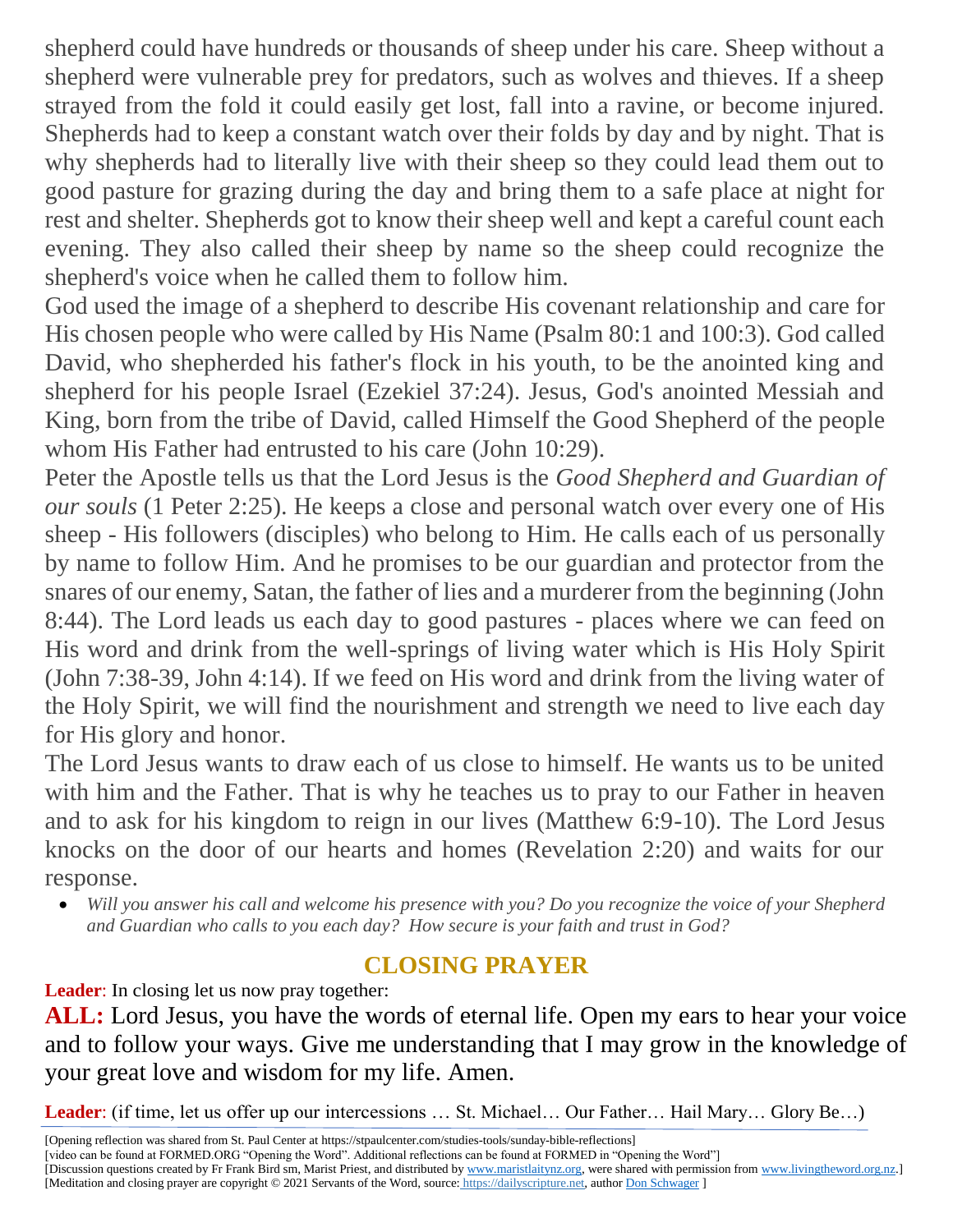shepherd could have hundreds or thousands of sheep under his care. Sheep without a shepherd were vulnerable prey for predators, such as wolves and thieves. If a sheep strayed from the fold it could easily get lost, fall into a ravine, or become injured. Shepherds had to keep a constant watch over their folds by day and by night. That is why shepherds had to literally live with their sheep so they could lead them out to good pasture for grazing during the day and bring them to a safe place at night for rest and shelter. Shepherds got to know their sheep well and kept a careful count each evening. They also called their sheep by name so the sheep could recognize the shepherd's voice when he called them to follow him.

God used the image of a shepherd to describe His covenant relationship and care for His chosen people who were called by His Name (Psalm 80:1 and 100:3). God called David, who shepherded his father's flock in his youth, to be the anointed king and shepherd for his people Israel (Ezekiel 37:24). Jesus, God's anointed Messiah and King, born from the tribe of David, called Himself the Good Shepherd of the people whom His Father had entrusted to his care (John 10:29).

Peter the Apostle tells us that the Lord Jesus is the *Good Shepherd and Guardian of our souls* (1 Peter 2:25). He keeps a close and personal watch over every one of His sheep - His followers (disciples) who belong to Him. He calls each of us personally by name to follow Him. And he promises to be our guardian and protector from the snares of our enemy, Satan, the father of lies and a murderer from the beginning (John 8:44). The Lord leads us each day to good pastures - places where we can feed on His word and drink from the well-springs of living water which is His Holy Spirit (John 7:38-39, John 4:14). If we feed on His word and drink from the living water of the Holy Spirit, we will find the nourishment and strength we need to live each day for His glory and honor.

The Lord Jesus wants to draw each of us close to himself. He wants us to be united with him and the Father. That is why he teaches us to pray to our Father in heaven and to ask for his kingdom to reign in our lives (Matthew 6:9-10). The Lord Jesus knocks on the door of our hearts and homes (Revelation 2:20) and waits for our response.

- *Will you answer his call and welcome his presence with you? Do you recognize the voice of your Shepherd and Guardian who calls to you each day? How secure is your faith and trust in God?*

## CLOSING PRAYER

**Leader**: In closing let us now pray together:

**ALL:** Lord Jesus, you have the words of eternal life. Open my ears to hear your voice and to follow your ways. Give me understanding that I may grow in the knowledge of your great love and wisdom for my life. Amen.

**Leader**: (if time, let us offer up our intercessions … St. Michael… Our Father… Hail Mary… Glory Be…)

[Opening reflection was shared from St. Paul Center at https://stpaulcenter.com/studies-tools/sunday-bible-reflections]
[video can be found at FORMED.ORG "Opening the Word". Additional reflections can be found at FORMED in "Opening the Word"]
[Discussion questions created by Fr Frank Bird sm, Marist Priest, and distributed by www.maristlaitynz.org, were shared with permission from www.livingtheword.org.nz.]
[Meditation and closing prayer are copyright © 2021 Servants of the Word, source: https://dailyscripture.net, author Don Schwager ]